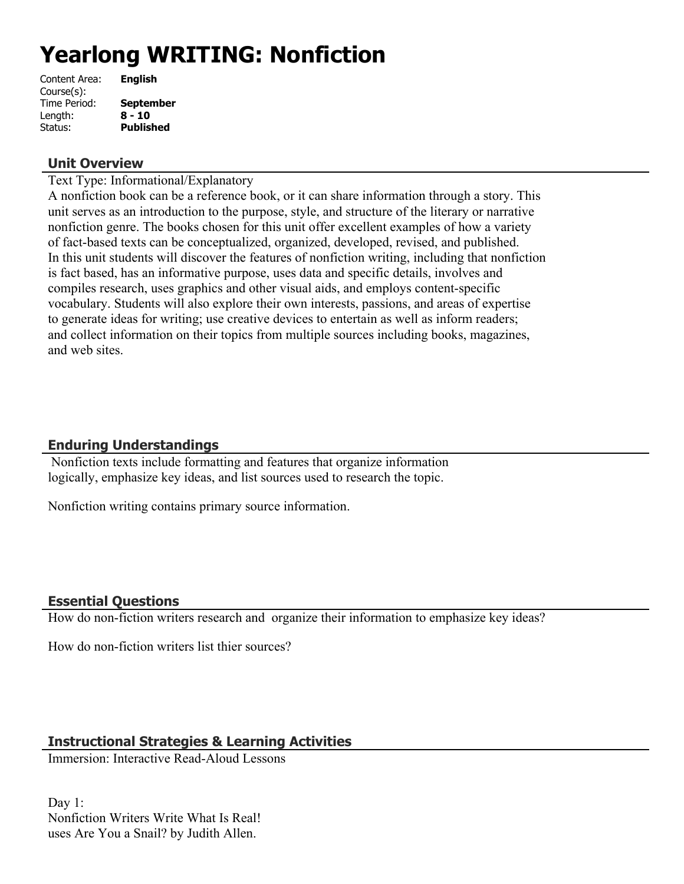# Yearlong WRITING: Nonfiction

Content Area: **English**
Course(s):
Time Period: **September**
Length: **8 - 10**
Status: **Published**

## Unit Overview

Text Type: Informational/Explanatory
A nonfiction book can be a reference book, or it can share information through a story. This unit serves as an introduction to the purpose, style, and structure of the literary or narrative nonfiction genre. The books chosen for this unit offer excellent examples of how a variety of fact-based texts can be conceptualized, organized, developed, revised, and published.
In this unit students will discover the features of nonfiction writing, including that nonfiction is fact based, has an informative purpose, uses data and specific details, involves and compiles research, uses graphics and other visual aids, and employs content-specific vocabulary. Students will also explore their own interests, passions, and areas of expertise to generate ideas for writing; use creative devices to entertain as well as inform readers; and collect information on their topics from multiple sources including books, magazines, and web sites.

## Enduring Understandings

Nonfiction texts include formatting and features that organize information logically, emphasize key ideas, and list sources used to research the topic.

Nonfiction writing contains primary source information.

## Essential Questions

How do non-fiction writers research and organize their information to emphasize key ideas?

How do non-fiction writers list thier sources?

## Instructional Strategies & Learning Activities

Immersion: Interactive Read-Aloud Lessons

Day 1:
Nonfiction Writers Write What Is Real!
uses Are You a Snail? by Judith Allen.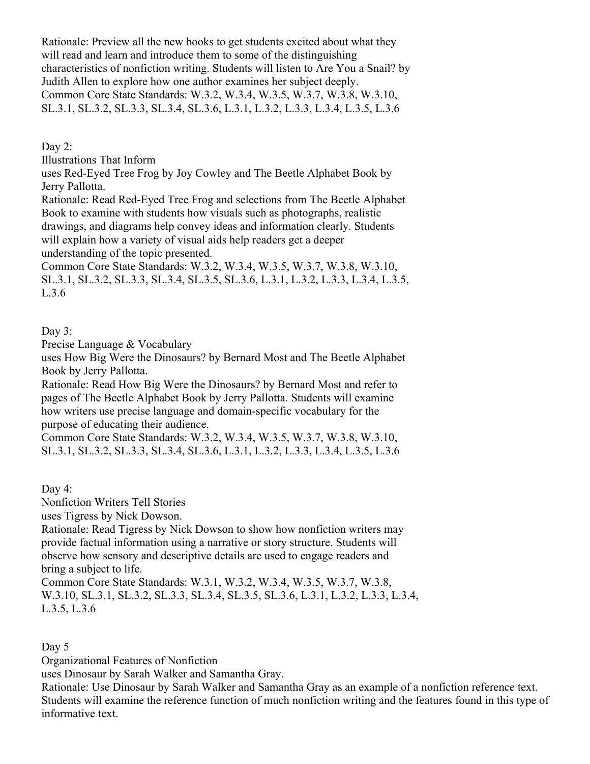Rationale: Preview all the new books to get students excited about what they will read and learn and introduce them to some of the distinguishing characteristics of nonfiction writing. Students will listen to Are You a Snail? by Judith Allen to explore how one author examines her subject deeply.
Common Core State Standards: W.3.2, W.3.4, W.3.5, W.3.7, W.3.8, W.3.10, SL.3.1, SL.3.2, SL.3.3, SL.3.4, SL.3.6, L.3.1, L.3.2, L.3.3, L.3.4, L.3.5, L.3.6

Day 2:
Illustrations That Inform
uses Red-Eyed Tree Frog by Joy Cowley and The Beetle Alphabet Book by Jerry Pallotta.
Rationale: Read Red-Eyed Tree Frog and selections from The Beetle Alphabet Book to examine with students how visuals such as photographs, realistic drawings, and diagrams help convey ideas and information clearly. Students will explain how a variety of visual aids help readers get a deeper understanding of the topic presented.
Common Core State Standards: W.3.2, W.3.4, W.3.5, W.3.7, W.3.8, W.3.10, SL.3.1, SL.3.2, SL.3.3, SL.3.4, SL.3.5, SL.3.6, L.3.1, L.3.2, L.3.3, L.3.4, L.3.5, L.3.6

Day 3:
Precise Language & Vocabulary
uses How Big Were the Dinosaurs? by Bernard Most and The Beetle Alphabet Book by Jerry Pallotta.
Rationale: Read How Big Were the Dinosaurs? by Bernard Most and refer to pages of The Beetle Alphabet Book by Jerry Pallotta. Students will examine how writers use precise language and domain-specific vocabulary for the purpose of educating their audience.
Common Core State Standards: W.3.2, W.3.4, W.3.5, W.3.7, W.3.8, W.3.10, SL.3.1, SL.3.2, SL.3.3, SL.3.4, SL.3.6, L.3.1, L.3.2, L.3.3, L.3.4, L.3.5, L.3.6

Day 4:
Nonfiction Writers Tell Stories
uses Tigress by Nick Dowson.
Rationale: Read Tigress by Nick Dowson to show how nonfiction writers may provide factual information using a narrative or story structure. Students will observe how sensory and descriptive details are used to engage readers and bring a subject to life.
Common Core State Standards: W.3.1, W.3.2, W.3.4, W.3.5, W.3.7, W.3.8, W.3.10, SL.3.1, SL.3.2, SL.3.3, SL.3.4, SL.3.5, SL.3.6, L.3.1, L.3.2, L.3.3, L.3.4, L.3.5, L.3.6

Day 5
Organizational Features of Nonfiction
uses Dinosaur by Sarah Walker and Samantha Gray.
Rationale: Use Dinosaur by Sarah Walker and Samantha Gray as an example of a nonfiction reference text. Students will examine the reference function of much nonfiction writing and the features found in this type of informative text.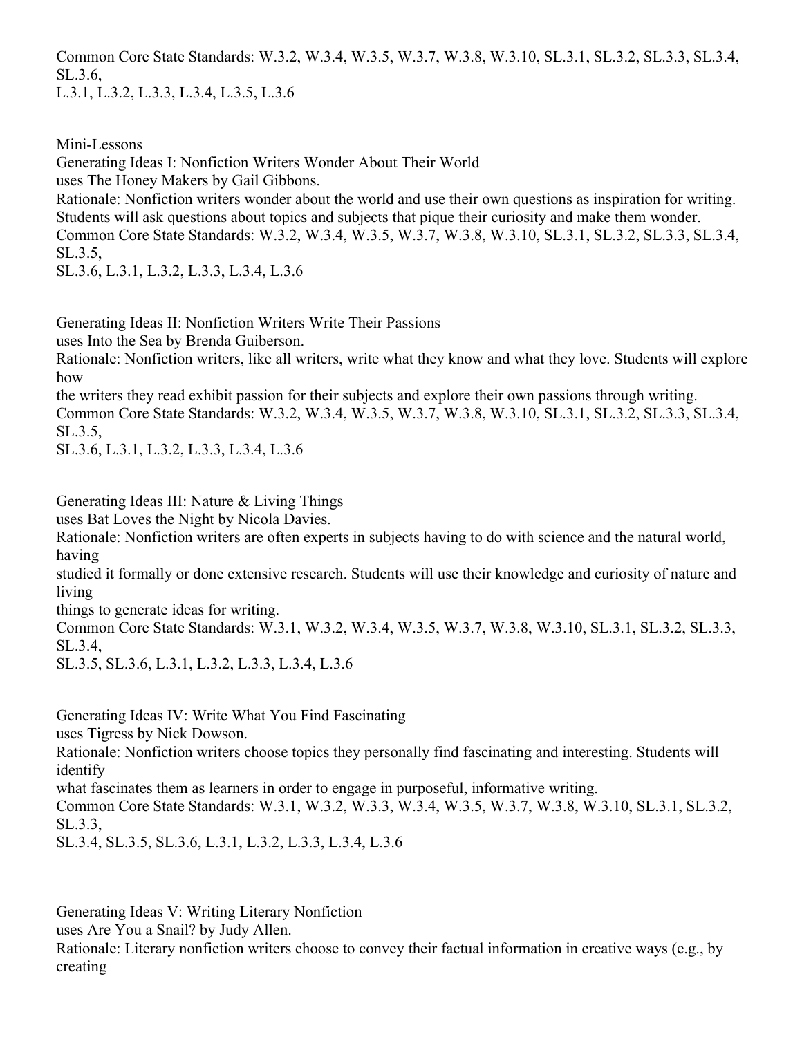Common Core State Standards: W.3.2, W.3.4, W.3.5, W.3.7, W.3.8, W.3.10, SL.3.1, SL.3.2, SL.3.3, SL.3.4, SL.3.6, L.3.1, L.3.2, L.3.3, L.3.4, L.3.5, L.3.6

Mini-Lessons

Generating Ideas I: Nonfiction Writers Wonder About Their World
uses The Honey Makers by Gail Gibbons.
Rationale: Nonfiction writers wonder about the world and use their own questions as inspiration for writing. Students will ask questions about topics and subjects that pique their curiosity and make them wonder.
Common Core State Standards: W.3.2, W.3.4, W.3.5, W.3.7, W.3.8, W.3.10, SL.3.1, SL.3.2, SL.3.3, SL.3.4, SL.3.5, SL.3.6, L.3.1, L.3.2, L.3.3, L.3.4, L.3.6

Generating Ideas II: Nonfiction Writers Write Their Passions
uses Into the Sea by Brenda Guiberson.
Rationale: Nonfiction writers, like all writers, write what they know and what they love. Students will explore how the writers they read exhibit passion for their subjects and explore their own passions through writing.
Common Core State Standards: W.3.2, W.3.4, W.3.5, W.3.7, W.3.8, W.3.10, SL.3.1, SL.3.2, SL.3.3, SL.3.4, SL.3.5, SL.3.6, L.3.1, L.3.2, L.3.3, L.3.4, L.3.6

Generating Ideas III: Nature & Living Things
uses Bat Loves the Night by Nicola Davies.
Rationale: Nonfiction writers are often experts in subjects having to do with science and the natural world, having studied it formally or done extensive research. Students will use their knowledge and curiosity of nature and living things to generate ideas for writing.
Common Core State Standards: W.3.1, W.3.2, W.3.4, W.3.5, W.3.7, W.3.8, W.3.10, SL.3.1, SL.3.2, SL.3.3, SL.3.4, SL.3.5, SL.3.6, L.3.1, L.3.2, L.3.3, L.3.4, L.3.6

Generating Ideas IV: Write What You Find Fascinating
uses Tigress by Nick Dowson.
Rationale: Nonfiction writers choose topics they personally find fascinating and interesting. Students will identify what fascinates them as learners in order to engage in purposeful, informative writing.
Common Core State Standards: W.3.1, W.3.2, W.3.3, W.3.4, W.3.5, W.3.7, W.3.8, W.3.10, SL.3.1, SL.3.2, SL.3.3, SL.3.4, SL.3.5, SL.3.6, L.3.1, L.3.2, L.3.3, L.3.4, L.3.6

Generating Ideas V: Writing Literary Nonfiction
uses Are You a Snail? by Judy Allen.
Rationale: Literary nonfiction writers choose to convey their factual information in creative ways (e.g., by creating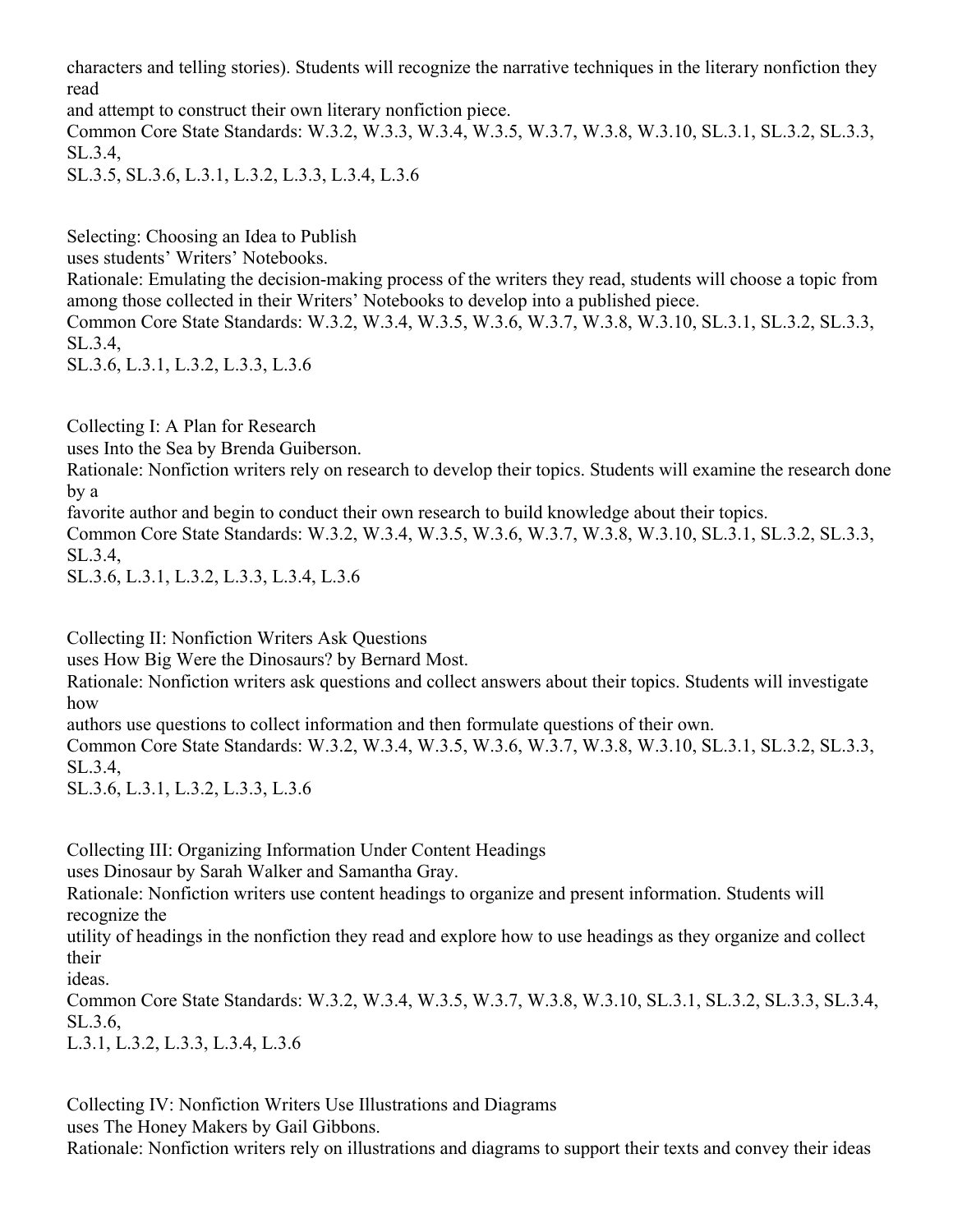characters and telling stories). Students will recognize the narrative techniques in the literary nonfiction they read and attempt to construct their own literary nonfiction piece.
Common Core State Standards: W.3.2, W.3.3, W.3.4, W.3.5, W.3.7, W.3.8, W.3.10, SL.3.1, SL.3.2, SL.3.3, SL.3.4, SL.3.5, SL.3.6, L.3.1, L.3.2, L.3.3, L.3.4, L.3.6

Selecting: Choosing an Idea to Publish
uses students' Writers' Notebooks.
Rationale: Emulating the decision-making process of the writers they read, students will choose a topic from among those collected in their Writers' Notebooks to develop into a published piece.
Common Core State Standards: W.3.2, W.3.4, W.3.5, W.3.6, W.3.7, W.3.8, W.3.10, SL.3.1, SL.3.2, SL.3.3, SL.3.4, SL.3.6, L.3.1, L.3.2, L.3.3, L.3.6

Collecting I: A Plan for Research
uses Into the Sea by Brenda Guiberson.
Rationale: Nonfiction writers rely on research to develop their topics. Students will examine the research done by a favorite author and begin to conduct their own research to build knowledge about their topics.
Common Core State Standards: W.3.2, W.3.4, W.3.5, W.3.6, W.3.7, W.3.8, W.3.10, SL.3.1, SL.3.2, SL.3.3, SL.3.4, SL.3.6, L.3.1, L.3.2, L.3.3, L.3.4, L.3.6

Collecting II: Nonfiction Writers Ask Questions
uses How Big Were the Dinosaurs? by Bernard Most.
Rationale: Nonfiction writers ask questions and collect answers about their topics. Students will investigate how authors use questions to collect information and then formulate questions of their own.
Common Core State Standards: W.3.2, W.3.4, W.3.5, W.3.6, W.3.7, W.3.8, W.3.10, SL.3.1, SL.3.2, SL.3.3, SL.3.4, SL.3.6, L.3.1, L.3.2, L.3.3, L.3.6

Collecting III: Organizing Information Under Content Headings
uses Dinosaur by Sarah Walker and Samantha Gray.
Rationale: Nonfiction writers use content headings to organize and present information. Students will recognize the utility of headings in the nonfiction they read and explore how to use headings as they organize and collect their ideas.
Common Core State Standards: W.3.2, W.3.4, W.3.5, W.3.7, W.3.8, W.3.10, SL.3.1, SL.3.2, SL.3.3, SL.3.4, SL.3.6, L.3.1, L.3.2, L.3.3, L.3.4, L.3.6

Collecting IV: Nonfiction Writers Use Illustrations and Diagrams
uses The Honey Makers by Gail Gibbons.
Rationale: Nonfiction writers rely on illustrations and diagrams to support their texts and convey their ideas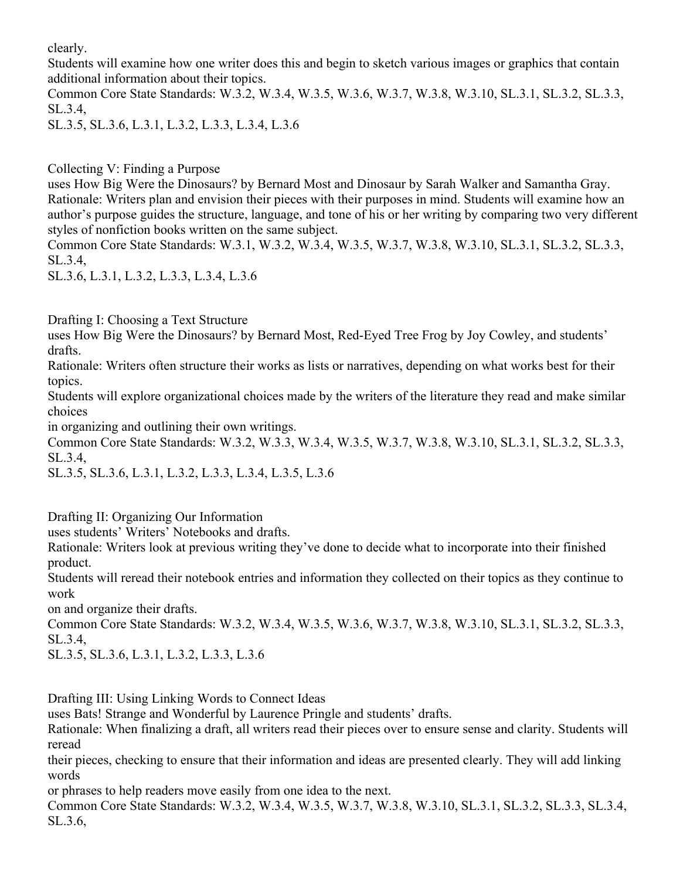clearly.
Students will examine how one writer does this and begin to sketch various images or graphics that contain additional information about their topics.
Common Core State Standards: W.3.2, W.3.4, W.3.5, W.3.6, W.3.7, W.3.8, W.3.10, SL.3.1, SL.3.2, SL.3.3, SL.3.4,
SL.3.5, SL.3.6, L.3.1, L.3.2, L.3.3, L.3.4, L.3.6

Collecting V: Finding a Purpose
uses How Big Were the Dinosaurs? by Bernard Most and Dinosaur by Sarah Walker and Samantha Gray.
Rationale: Writers plan and envision their pieces with their purposes in mind. Students will examine how an author's purpose guides the structure, language, and tone of his or her writing by comparing two very different styles of nonfiction books written on the same subject.
Common Core State Standards: W.3.1, W.3.2, W.3.4, W.3.5, W.3.7, W.3.8, W.3.10, SL.3.1, SL.3.2, SL.3.3, SL.3.4,
SL.3.6, L.3.1, L.3.2, L.3.3, L.3.4, L.3.6

Drafting I: Choosing a Text Structure
uses How Big Were the Dinosaurs? by Bernard Most, Red-Eyed Tree Frog by Joy Cowley, and students' drafts.
Rationale: Writers often structure their works as lists or narratives, depending on what works best for their topics.
Students will explore organizational choices made by the writers of the literature they read and make similar choices
in organizing and outlining their own writings.
Common Core State Standards: W.3.2, W.3.3, W.3.4, W.3.5, W.3.7, W.3.8, W.3.10, SL.3.1, SL.3.2, SL.3.3, SL.3.4,
SL.3.5, SL.3.6, L.3.1, L.3.2, L.3.3, L.3.4, L.3.5, L.3.6

Drafting II: Organizing Our Information
uses students' Writers' Notebooks and drafts.
Rationale: Writers look at previous writing they've done to decide what to incorporate into their finished product.
Students will reread their notebook entries and information they collected on their topics as they continue to work
on and organize their drafts.
Common Core State Standards: W.3.2, W.3.4, W.3.5, W.3.6, W.3.7, W.3.8, W.3.10, SL.3.1, SL.3.2, SL.3.3, SL.3.4,
SL.3.5, SL.3.6, L.3.1, L.3.2, L.3.3, L.3.6

Drafting III: Using Linking Words to Connect Ideas
uses Bats! Strange and Wonderful by Laurence Pringle and students' drafts.
Rationale: When finalizing a draft, all writers read their pieces over to ensure sense and clarity. Students will reread
their pieces, checking to ensure that their information and ideas are presented clearly. They will add linking words
or phrases to help readers move easily from one idea to the next.
Common Core State Standards: W.3.2, W.3.4, W.3.5, W.3.7, W.3.8, W.3.10, SL.3.1, SL.3.2, SL.3.3, SL.3.4, SL.3.6,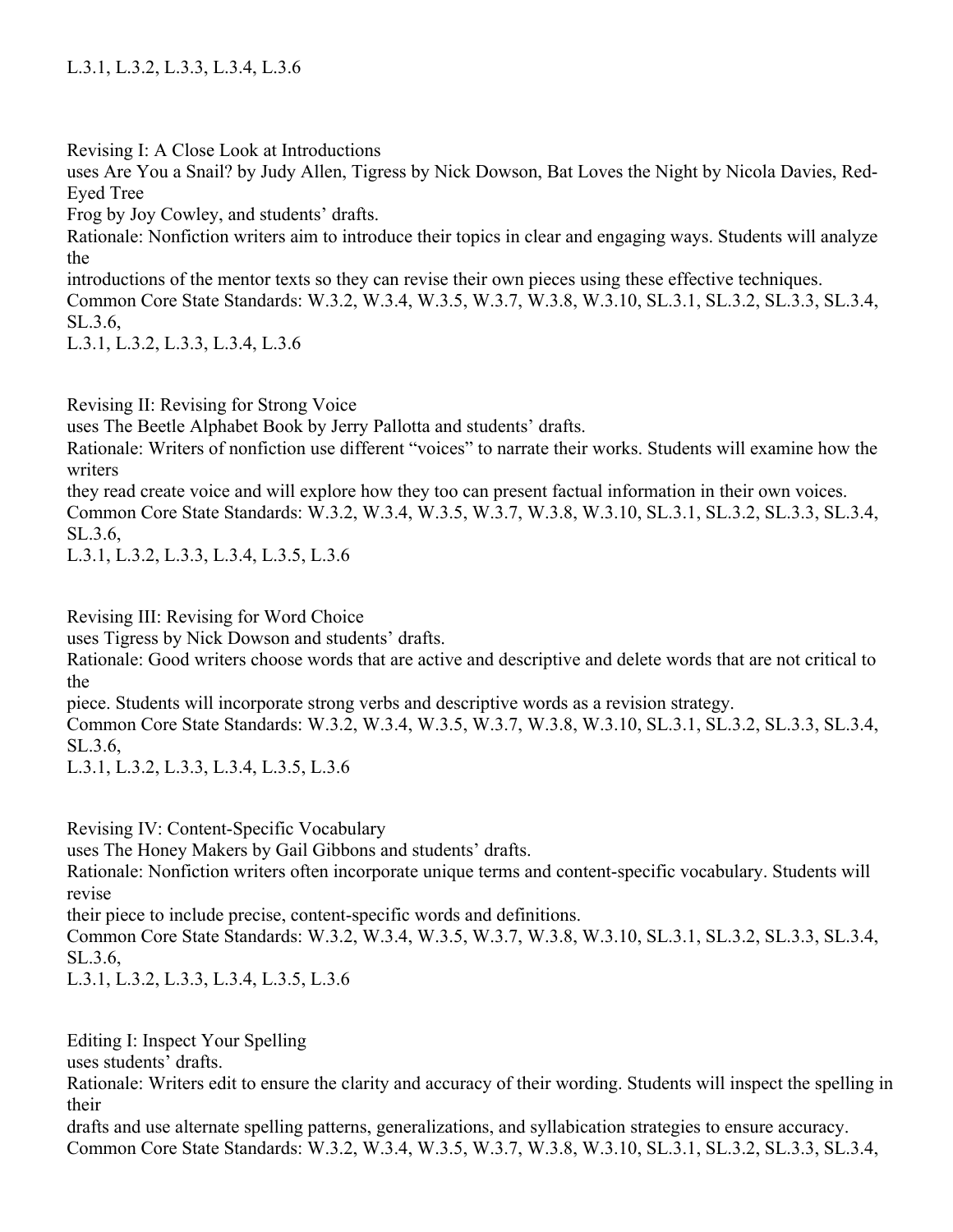L.3.1, L.3.2, L.3.3, L.3.4, L.3.6

Revising I: A Close Look at Introductions
uses Are You a Snail? by Judy Allen, Tigress by Nick Dowson, Bat Loves the Night by Nicola Davies, Red-Eyed Tree Frog by Joy Cowley, and students' drafts.
Rationale: Nonfiction writers aim to introduce their topics in clear and engaging ways. Students will analyze the introductions of the mentor texts so they can revise their own pieces using these effective techniques.
Common Core State Standards: W.3.2, W.3.4, W.3.5, W.3.7, W.3.8, W.3.10, SL.3.1, SL.3.2, SL.3.3, SL.3.4, SL.3.6,
L.3.1, L.3.2, L.3.3, L.3.4, L.3.6

Revising II: Revising for Strong Voice
uses The Beetle Alphabet Book by Jerry Pallotta and students' drafts.
Rationale: Writers of nonfiction use different "voices" to narrate their works. Students will examine how the writers they read create voice and will explore how they too can present factual information in their own voices.
Common Core State Standards: W.3.2, W.3.4, W.3.5, W.3.7, W.3.8, W.3.10, SL.3.1, SL.3.2, SL.3.3, SL.3.4, SL.3.6,
L.3.1, L.3.2, L.3.3, L.3.4, L.3.5, L.3.6

Revising III: Revising for Word Choice
uses Tigress by Nick Dowson and students' drafts.
Rationale: Good writers choose words that are active and descriptive and delete words that are not critical to the piece. Students will incorporate strong verbs and descriptive words as a revision strategy.
Common Core State Standards: W.3.2, W.3.4, W.3.5, W.3.7, W.3.8, W.3.10, SL.3.1, SL.3.2, SL.3.3, SL.3.4, SL.3.6,
L.3.1, L.3.2, L.3.3, L.3.4, L.3.5, L.3.6

Revising IV: Content-Specific Vocabulary
uses The Honey Makers by Gail Gibbons and students' drafts.
Rationale: Nonfiction writers often incorporate unique terms and content-specific vocabulary. Students will revise their piece to include precise, content-specific words and definitions.
Common Core State Standards: W.3.2, W.3.4, W.3.5, W.3.7, W.3.8, W.3.10, SL.3.1, SL.3.2, SL.3.3, SL.3.4, SL.3.6,
L.3.1, L.3.2, L.3.3, L.3.4, L.3.5, L.3.6

Editing I: Inspect Your Spelling
uses students' drafts.
Rationale: Writers edit to ensure the clarity and accuracy of their wording. Students will inspect the spelling in their drafts and use alternate spelling patterns, generalizations, and syllabication strategies to ensure accuracy.
Common Core State Standards: W.3.2, W.3.4, W.3.5, W.3.7, W.3.8, W.3.10, SL.3.1, SL.3.2, SL.3.3, SL.3.4,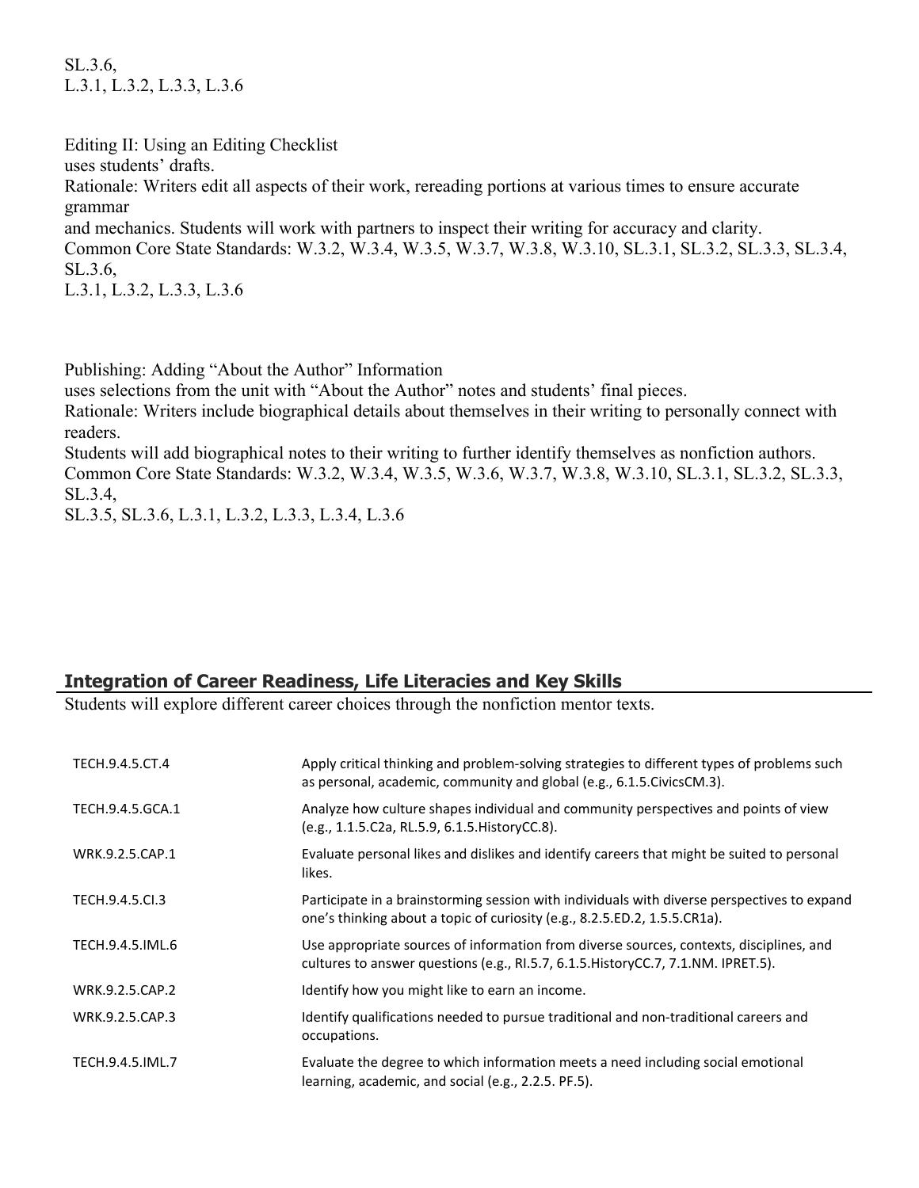SL.3.6,
L.3.1, L.3.2, L.3.3, L.3.6

Editing II: Using an Editing Checklist
uses students' drafts.
Rationale: Writers edit all aspects of their work, rereading portions at various times to ensure accurate grammar
and mechanics. Students will work with partners to inspect their writing for accuracy and clarity.
Common Core State Standards: W.3.2, W.3.4, W.3.5, W.3.7, W.3.8, W.3.10, SL.3.1, SL.3.2, SL.3.3, SL.3.4, SL.3.6,
L.3.1, L.3.2, L.3.3, L.3.6

Publishing: Adding "About the Author" Information
uses selections from the unit with "About the Author" notes and students' final pieces.
Rationale: Writers include biographical details about themselves in their writing to personally connect with readers.
Students will add biographical notes to their writing to further identify themselves as nonfiction authors.
Common Core State Standards: W.3.2, W.3.4, W.3.5, W.3.6, W.3.7, W.3.8, W.3.10, SL.3.1, SL.3.2, SL.3.3, SL.3.4,
SL.3.5, SL.3.6, L.3.1, L.3.2, L.3.3, L.3.4, L.3.6

## Integration of Career Readiness, Life Literacies and Key Skills

Students will explore different career choices through the nonfiction mentor texts.

| | |
|---|---|
| TECH.9.4.5.CT.4 | Apply critical thinking and problem-solving strategies to different types of problems such as personal, academic, community and global (e.g., 6.1.5.CivicsCM.3). |
| TECH.9.4.5.GCA.1 | Analyze how culture shapes individual and community perspectives and points of view (e.g., 1.1.5.C2a, RL.5.9, 6.1.5.HistoryCC.8). |
| WRK.9.2.5.CAP.1 | Evaluate personal likes and dislikes and identify careers that might be suited to personal likes. |
| TECH.9.4.5.CI.3 | Participate in a brainstorming session with individuals with diverse perspectives to expand one's thinking about a topic of curiosity (e.g., 8.2.5.ED.2, 1.5.5.CR1a). |
| TECH.9.4.5.IML.6 | Use appropriate sources of information from diverse sources, contexts, disciplines, and cultures to answer questions (e.g., RI.5.7, 6.1.5.HistoryCC.7, 7.1.NM. IPRET.5). |
| WRK.9.2.5.CAP.2 | Identify how you might like to earn an income. |
| WRK.9.2.5.CAP.3 | Identify qualifications needed to pursue traditional and non-traditional careers and occupations. |
| TECH.9.4.5.IML.7 | Evaluate the degree to which information meets a need including social emotional learning, academic, and social (e.g., 2.2.5. PF.5). |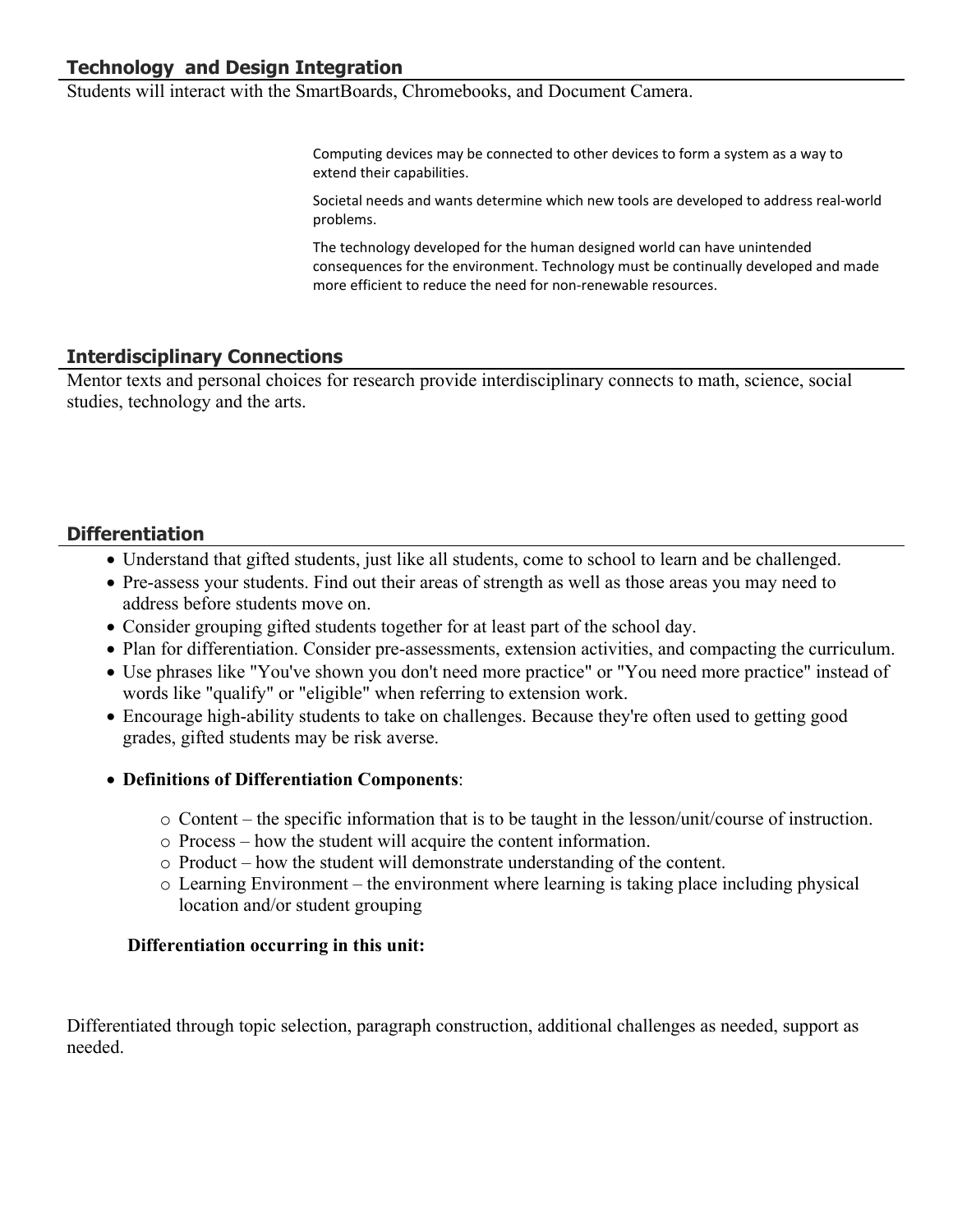## Technology and Design Integration

Students will interact with the SmartBoards, Chromebooks, and Document Camera.

Computing devices may be connected to other devices to form a system as a way to extend their capabilities.

Societal needs and wants determine which new tools are developed to address real-world problems.

The technology developed for the human designed world can have unintended consequences for the environment. Technology must be continually developed and made more efficient to reduce the need for non-renewable resources.

## Interdisciplinary Connections

Mentor texts and personal choices for research provide interdisciplinary connects to math, science, social studies, technology and the arts.

## Differentiation

- Understand that gifted students, just like all students, come to school to learn and be challenged.
- Pre-assess your students. Find out their areas of strength as well as those areas you may need to address before students move on.
- Consider grouping gifted students together for at least part of the school day.
- Plan for differentiation. Consider pre-assessments, extension activities, and compacting the curriculum.
- Use phrases like "You've shown you don't need more practice" or "You need more practice" instead of words like "qualify" or "eligible" when referring to extension work.
- Encourage high-ability students to take on challenges. Because they're often used to getting good grades, gifted students may be risk averse.
- **Definitions of Differentiation Components**:
    - Content – the specific information that is to be taught in the lesson/unit/course of instruction.
    - Process – how the student will acquire the content information.
    - Product – how the student will demonstrate understanding of the content.
    - Learning Environment – the environment where learning is taking place including physical location and/or student grouping

**Differentiation occurring in this unit:**

Differentiated through topic selection, paragraph construction, additional challenges as needed, support as needed.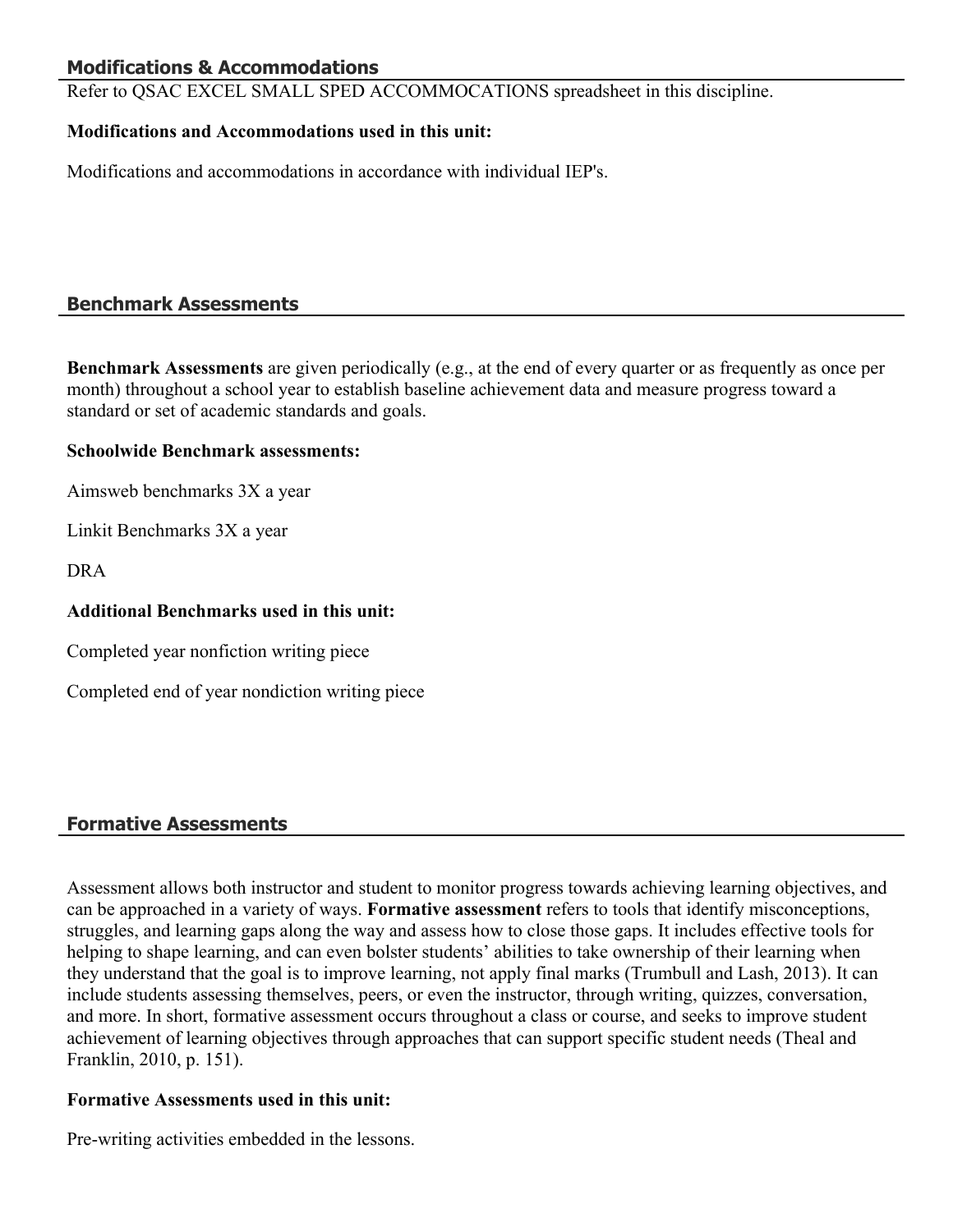## Modifications & Accommodations

Refer to QSAC EXCEL SMALL SPED ACCOMMOCATIONS spreadsheet in this discipline.

**Modifications and Accommodations used in this unit:**

Modifications and accommodations in accordance with individual IEP's.

## Benchmark Assessments

**Benchmark Assessments** are given periodically (e.g., at the end of every quarter or as frequently as once per month) throughout a school year to establish baseline achievement data and measure progress toward a standard or set of academic standards and goals.

**Schoolwide Benchmark assessments:**

Aimsweb benchmarks 3X a year

Linkit Benchmarks 3X a year

DRA

**Additional Benchmarks used in this unit:**

Completed year nonfiction writing piece

Completed end of year nondiction writing piece

## Formative Assessments

Assessment allows both instructor and student to monitor progress towards achieving learning objectives, and can be approached in a variety of ways. **Formative assessment** refers to tools that identify misconceptions, struggles, and learning gaps along the way and assess how to close those gaps. It includes effective tools for helping to shape learning, and can even bolster students' abilities to take ownership of their learning when they understand that the goal is to improve learning, not apply final marks (Trumbull and Lash, 2013). It can include students assessing themselves, peers, or even the instructor, through writing, quizzes, conversation, and more. In short, formative assessment occurs throughout a class or course, and seeks to improve student achievement of learning objectives through approaches that can support specific student needs (Theal and Franklin, 2010, p. 151).

**Formative Assessments used in this unit:**

Pre-writing activities embedded in the lessons.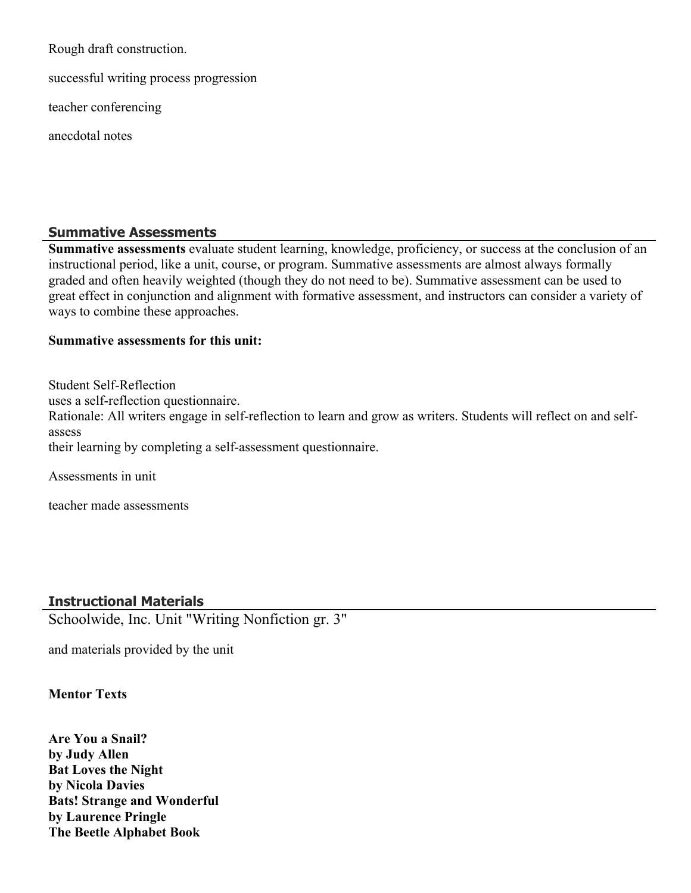Rough draft construction.

successful writing process progression

teacher conferencing

anecdotal notes

## Summative Assessments

**Summative assessments** evaluate student learning, knowledge, proficiency, or success at the conclusion of an instructional period, like a unit, course, or program. Summative assessments are almost always formally graded and often heavily weighted (though they do not need to be). Summative assessment can be used to great effect in conjunction and alignment with formative assessment, and instructors can consider a variety of ways to combine these approaches.

**Summative assessments for this unit:**

Student Self-Reflection
uses a self-reflection questionnaire.
Rationale: All writers engage in self-reflection to learn and grow as writers. Students will reflect on and self-assess
their learning by completing a self-assessment questionnaire.

Assessments in unit

teacher made assessments

## Instructional Materials

Schoolwide, Inc. Unit "Writing Nonfiction gr. 3"

and materials provided by the unit

**Mentor Texts**

**Are You a Snail?**
**by Judy Allen**
**Bat Loves the Night**
**by Nicola Davies**
**Bats! Strange and Wonderful**
**by Laurence Pringle**
**The Beetle Alphabet Book**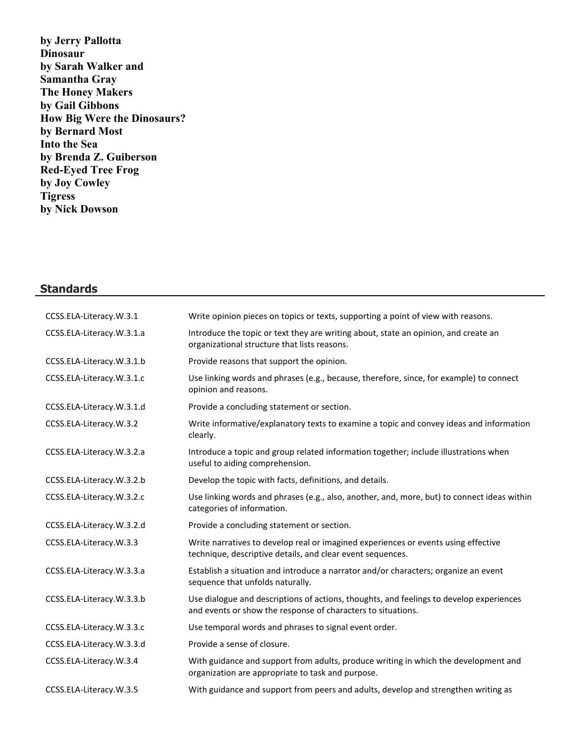**by Jerry Pallotta**
**Dinosaur**
**by Sarah Walker and Samantha Gray**
**The Honey Makers**
**by Gail Gibbons**
**How Big Were the Dinosaurs?**
**by Bernard Most**
**Into the Sea**
**by Brenda Z. Guiberson**
**Red-Eyed Tree Frog**
**by Joy Cowley**
**Tigress**
**by Nick Dowson**

## Standards

| | |
|---|---|
| CCSS.ELA-Literacy.W.3.1 | Write opinion pieces on topics or texts, supporting a point of view with reasons. |
| CCSS.ELA-Literacy.W.3.1.a | Introduce the topic or text they are writing about, state an opinion, and create an organizational structure that lists reasons. |
| CCSS.ELA-Literacy.W.3.1.b | Provide reasons that support the opinion. |
| CCSS.ELA-Literacy.W.3.1.c | Use linking words and phrases (e.g., because, therefore, since, for example) to connect opinion and reasons. |
| CCSS.ELA-Literacy.W.3.1.d | Provide a concluding statement or section. |
| CCSS.ELA-Literacy.W.3.2 | Write informative/explanatory texts to examine a topic and convey ideas and information clearly. |
| CCSS.ELA-Literacy.W.3.2.a | Introduce a topic and group related information together; include illustrations when useful to aiding comprehension. |
| CCSS.ELA-Literacy.W.3.2.b | Develop the topic with facts, definitions, and details. |
| CCSS.ELA-Literacy.W.3.2.c | Use linking words and phrases (e.g., also, another, and, more, but) to connect ideas within categories of information. |
| CCSS.ELA-Literacy.W.3.2.d | Provide a concluding statement or section. |
| CCSS.ELA-Literacy.W.3.3 | Write narratives to develop real or imagined experiences or events using effective technique, descriptive details, and clear event sequences. |
| CCSS.ELA-Literacy.W.3.3.a | Establish a situation and introduce a narrator and/or characters; organize an event sequence that unfolds naturally. |
| CCSS.ELA-Literacy.W.3.3.b | Use dialogue and descriptions of actions, thoughts, and feelings to develop experiences and events or show the response of characters to situations. |
| CCSS.ELA-Literacy.W.3.3.c | Use temporal words and phrases to signal event order. |
| CCSS.ELA-Literacy.W.3.3.d | Provide a sense of closure. |
| CCSS.ELA-Literacy.W.3.4 | With guidance and support from adults, produce writing in which the development and organization are appropriate to task and purpose. |
| CCSS.ELA-Literacy.W.3.5 | With guidance and support from peers and adults, develop and strengthen writing as |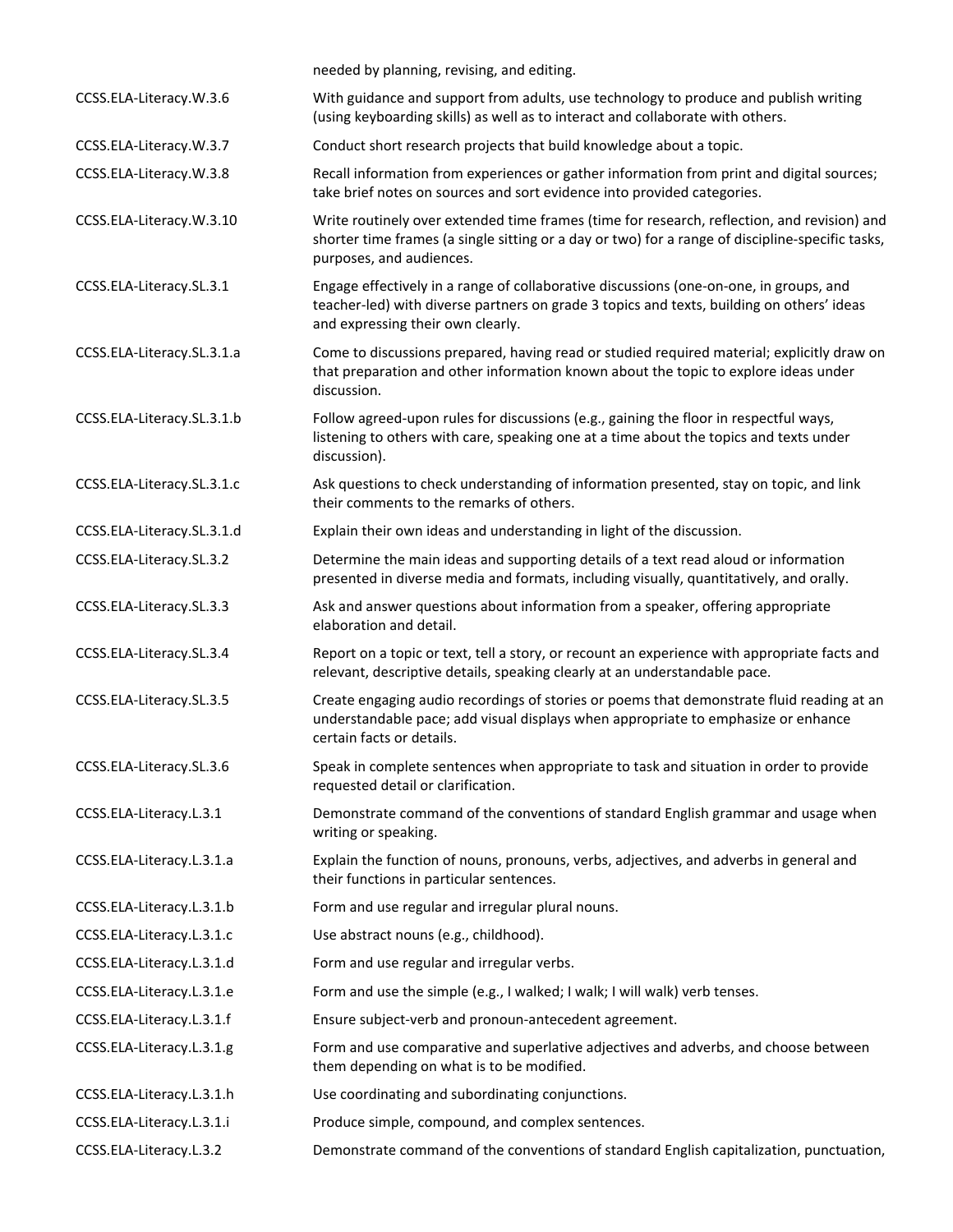|  | needed by planning, revising, and editing. |
| --- | --- |
| CCSS.ELA-Literacy.W.3.6 | With guidance and support from adults, use technology to produce and publish writing (using keyboarding skills) as well as to interact and collaborate with others. |
| CCSS.ELA-Literacy.W.3.7 | Conduct short research projects that build knowledge about a topic. |
| CCSS.ELA-Literacy.W.3.8 | Recall information from experiences or gather information from print and digital sources; take brief notes on sources and sort evidence into provided categories. |
| CCSS.ELA-Literacy.W.3.10 | Write routinely over extended time frames (time for research, reflection, and revision) and shorter time frames (a single sitting or a day or two) for a range of discipline-specific tasks, purposes, and audiences. |
| CCSS.ELA-Literacy.SL.3.1 | Engage effectively in a range of collaborative discussions (one-on-one, in groups, and teacher-led) with diverse partners on grade 3 topics and texts, building on others' ideas and expressing their own clearly. |
| CCSS.ELA-Literacy.SL.3.1.a | Come to discussions prepared, having read or studied required material; explicitly draw on that preparation and other information known about the topic to explore ideas under discussion. |
| CCSS.ELA-Literacy.SL.3.1.b | Follow agreed-upon rules for discussions (e.g., gaining the floor in respectful ways, listening to others with care, speaking one at a time about the topics and texts under discussion). |
| CCSS.ELA-Literacy.SL.3.1.c | Ask questions to check understanding of information presented, stay on topic, and link their comments to the remarks of others. |
| CCSS.ELA-Literacy.SL.3.1.d | Explain their own ideas and understanding in light of the discussion. |
| CCSS.ELA-Literacy.SL.3.2 | Determine the main ideas and supporting details of a text read aloud or information presented in diverse media and formats, including visually, quantitatively, and orally. |
| CCSS.ELA-Literacy.SL.3.3 | Ask and answer questions about information from a speaker, offering appropriate elaboration and detail. |
| CCSS.ELA-Literacy.SL.3.4 | Report on a topic or text, tell a story, or recount an experience with appropriate facts and relevant, descriptive details, speaking clearly at an understandable pace. |
| CCSS.ELA-Literacy.SL.3.5 | Create engaging audio recordings of stories or poems that demonstrate fluid reading at an understandable pace; add visual displays when appropriate to emphasize or enhance certain facts or details. |
| CCSS.ELA-Literacy.SL.3.6 | Speak in complete sentences when appropriate to task and situation in order to provide requested detail or clarification. |
| CCSS.ELA-Literacy.L.3.1 | Demonstrate command of the conventions of standard English grammar and usage when writing or speaking. |
| CCSS.ELA-Literacy.L.3.1.a | Explain the function of nouns, pronouns, verbs, adjectives, and adverbs in general and their functions in particular sentences. |
| CCSS.ELA-Literacy.L.3.1.b | Form and use regular and irregular plural nouns. |
| CCSS.ELA-Literacy.L.3.1.c | Use abstract nouns (e.g., childhood). |
| CCSS.ELA-Literacy.L.3.1.d | Form and use regular and irregular verbs. |
| CCSS.ELA-Literacy.L.3.1.e | Form and use the simple (e.g., I walked; I walk; I will walk) verb tenses. |
| CCSS.ELA-Literacy.L.3.1.f | Ensure subject-verb and pronoun-antecedent agreement. |
| CCSS.ELA-Literacy.L.3.1.g | Form and use comparative and superlative adjectives and adverbs, and choose between them depending on what is to be modified. |
| CCSS.ELA-Literacy.L.3.1.h | Use coordinating and subordinating conjunctions. |
| CCSS.ELA-Literacy.L.3.1.i | Produce simple, compound, and complex sentences. |
| CCSS.ELA-Literacy.L.3.2 | Demonstrate command of the conventions of standard English capitalization, punctuation, |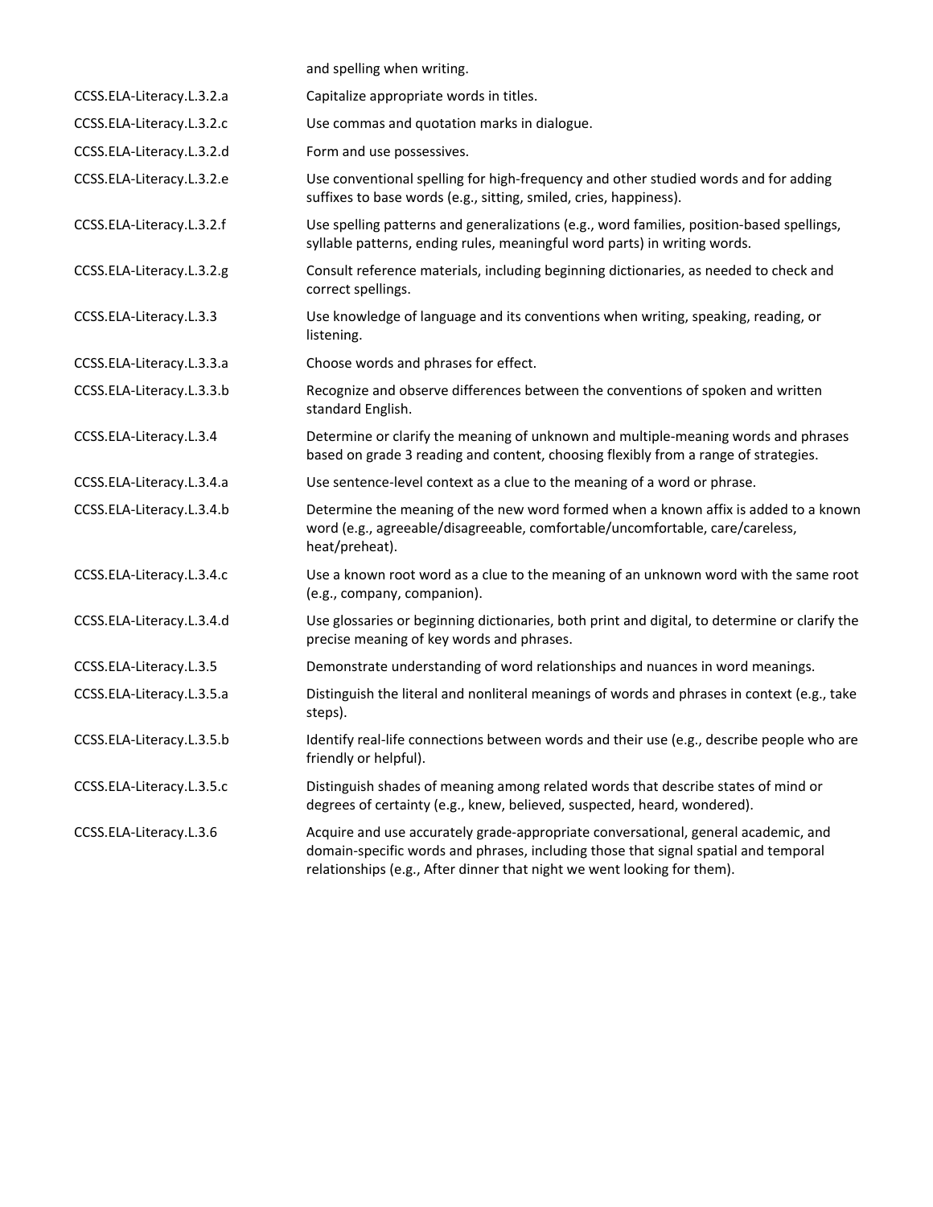| | |
|---|---|
| | and spelling when writing. |
| CCSS.ELA-Literacy.L.3.2.a | Capitalize appropriate words in titles. |
| CCSS.ELA-Literacy.L.3.2.c | Use commas and quotation marks in dialogue. |
| CCSS.ELA-Literacy.L.3.2.d | Form and use possessives. |
| CCSS.ELA-Literacy.L.3.2.e | Use conventional spelling for high-frequency and other studied words and for adding suffixes to base words (e.g., sitting, smiled, cries, happiness). |
| CCSS.ELA-Literacy.L.3.2.f | Use spelling patterns and generalizations (e.g., word families, position-based spellings, syllable patterns, ending rules, meaningful word parts) in writing words. |
| CCSS.ELA-Literacy.L.3.2.g | Consult reference materials, including beginning dictionaries, as needed to check and correct spellings. |
| CCSS.ELA-Literacy.L.3.3 | Use knowledge of language and its conventions when writing, speaking, reading, or listening. |
| CCSS.ELA-Literacy.L.3.3.a | Choose words and phrases for effect. |
| CCSS.ELA-Literacy.L.3.3.b | Recognize and observe differences between the conventions of spoken and written standard English. |
| CCSS.ELA-Literacy.L.3.4 | Determine or clarify the meaning of unknown and multiple-meaning words and phrases based on grade 3 reading and content, choosing flexibly from a range of strategies. |
| CCSS.ELA-Literacy.L.3.4.a | Use sentence-level context as a clue to the meaning of a word or phrase. |
| CCSS.ELA-Literacy.L.3.4.b | Determine the meaning of the new word formed when a known affix is added to a known word (e.g., agreeable/disagreeable, comfortable/uncomfortable, care/careless, heat/preheat). |
| CCSS.ELA-Literacy.L.3.4.c | Use a known root word as a clue to the meaning of an unknown word with the same root (e.g., company, companion). |
| CCSS.ELA-Literacy.L.3.4.d | Use glossaries or beginning dictionaries, both print and digital, to determine or clarify the precise meaning of key words and phrases. |
| CCSS.ELA-Literacy.L.3.5 | Demonstrate understanding of word relationships and nuances in word meanings. |
| CCSS.ELA-Literacy.L.3.5.a | Distinguish the literal and nonliteral meanings of words and phrases in context (e.g., take steps). |
| CCSS.ELA-Literacy.L.3.5.b | Identify real-life connections between words and their use (e.g., describe people who are friendly or helpful). |
| CCSS.ELA-Literacy.L.3.5.c | Distinguish shades of meaning among related words that describe states of mind or degrees of certainty (e.g., knew, believed, suspected, heard, wondered). |
| CCSS.ELA-Literacy.L.3.6 | Acquire and use accurately grade-appropriate conversational, general academic, and domain-specific words and phrases, including those that signal spatial and temporal relationships (e.g., After dinner that night we went looking for them). |